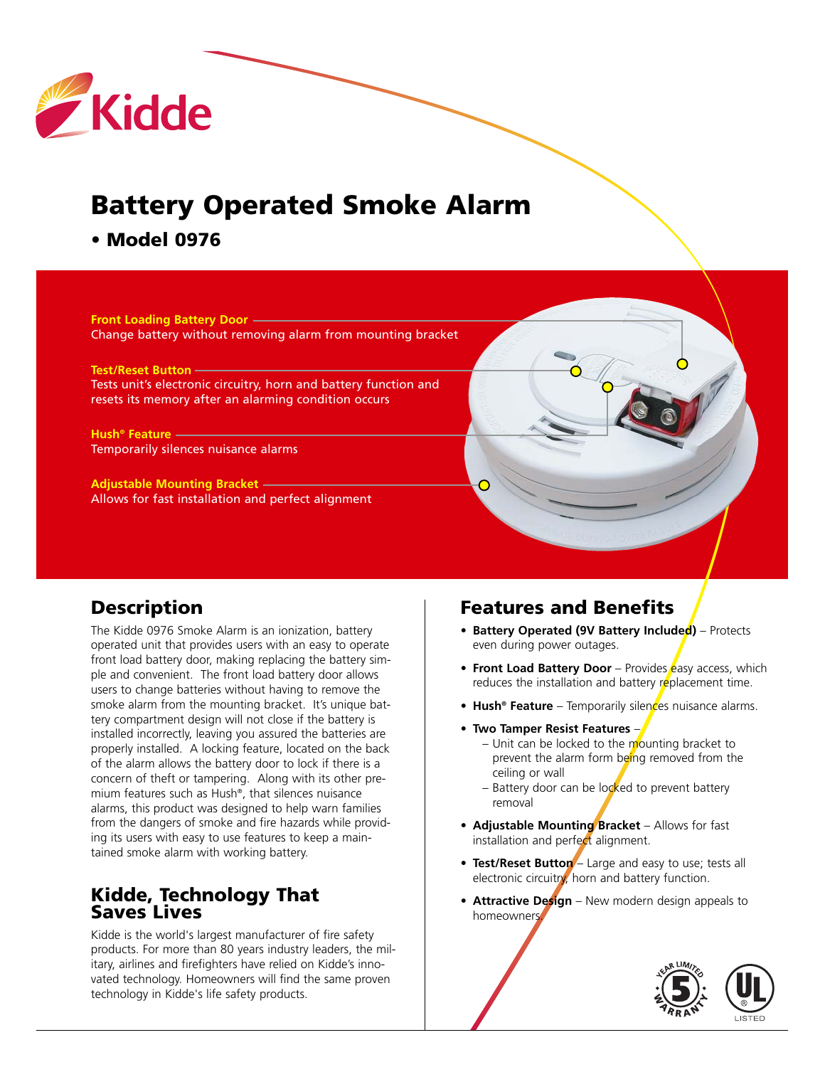# Battery Operated Smoke Alarm

## • Model 0976

**Front Loading Battery Door**
Change battery without removing alarm from mounting bracket

**Test/Reset Button**
Tests unit's electronic circuitry, horn and battery function and resets its memory after an alarming condition occurs

**Hush® Feature**
Temporarily silences nuisance alarms

**Adjustable Mounting Bracket**
Allows for fast installation and perfect alignment

## Description

The Kidde 0976 Smoke Alarm is an ionization, battery operated unit that provides users with an easy to operate front load battery door, making replacing the battery simple and convenient. The front load battery door allows users to change batteries without having to remove the smoke alarm from the mounting bracket. It's unique battery compartment design will not close if the battery is installed incorrectly, leaving you assured the batteries are properly installed. A locking feature, located on the back of the alarm allows the battery door to lock if there is a concern of theft or tampering. Along with its other premium features such as Hush®, that silences nuisance alarms, this product was designed to help warn families from the dangers of smoke and fire hazards while providing its users with easy to use features to keep a maintained smoke alarm with working battery.

## Kidde, Technology That Saves Lives

Kidde is the world's largest manufacturer of fire safety products. For more than 80 years industry leaders, the military, airlines and firefighters have relied on Kidde's innovated technology. Homeowners will find the same proven technology in Kidde's life safety products.

## Features and Benefits

- **Battery Operated (9V Battery Included)** – Protects even during power outages.
- **Front Load Battery Door** – Provides easy access, which reduces the installation and battery replacement time.
- **Hush® Feature** – Temporarily silences nuisance alarms.
- **Two Tamper Resist Features** –
  - Unit can be locked to the mounting bracket to prevent the alarm form being removed from the ceiling or wall
  - Battery door can be locked to prevent battery removal
- **Adjustable Mounting Bracket** – Allows for fast installation and perfect alignment.
- **Test/Reset Button** – Large and easy to use; tests all electronic circuitry, horn and battery function.
- **Attractive Design** – New modern design appeals to homeowners.

5 Year Limited Warranty

UL Listed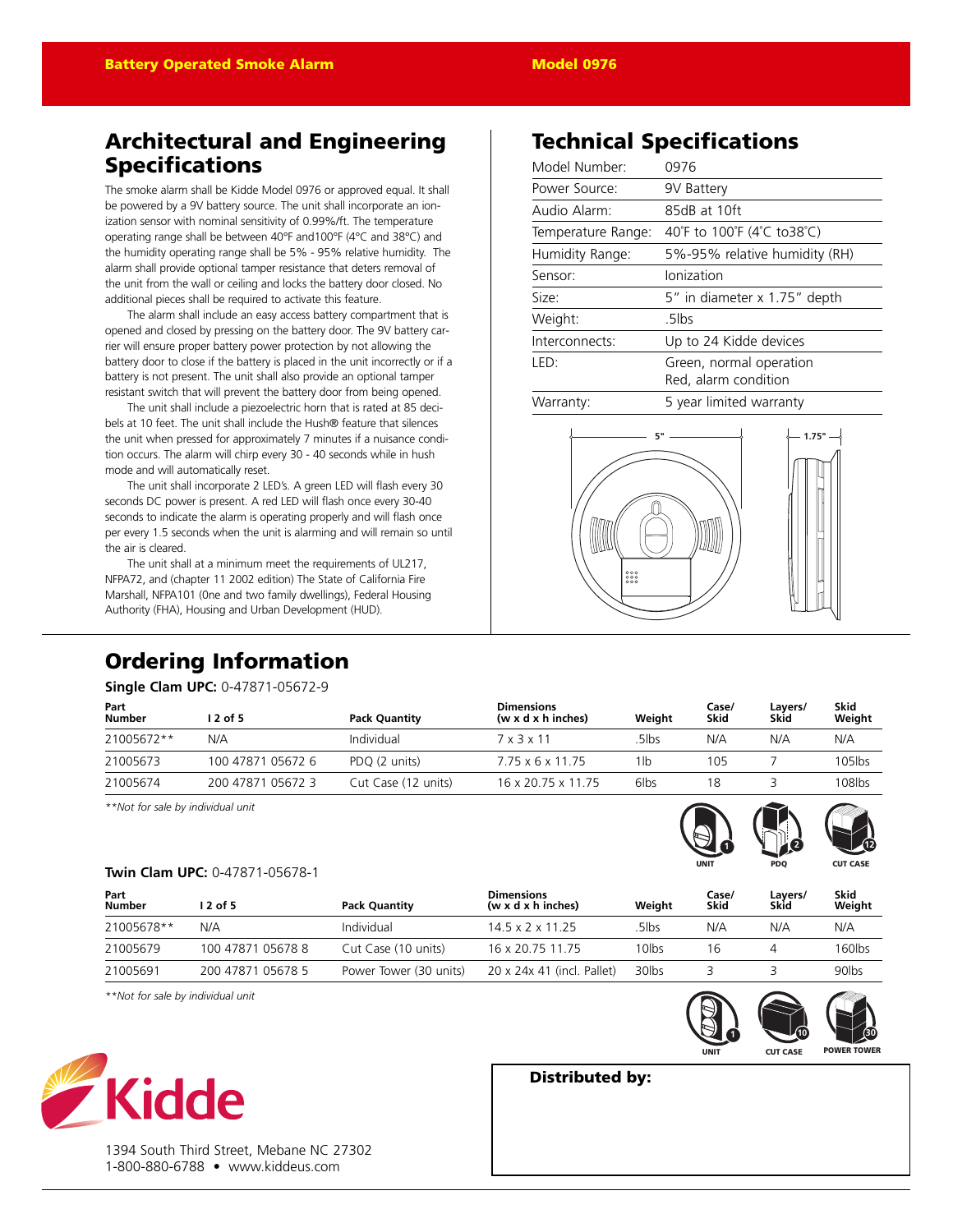Battery Operated Smoke Alarm — Model 0976

## Architectural and Engineering Specifications

The smoke alarm shall be Kidde Model 0976 or approved equal. It shall be powered by a 9V battery source. The unit shall incorporate an ionization sensor with nominal sensitivity of 0.99%/ft. The temperature operating range shall be between 40°F and100°F (4°C and 38°C) and the humidity operating range shall be 5% - 95% relative humidity. The alarm shall provide optional tamper resistance that deters removal of the unit from the wall or ceiling and locks the battery door closed. No additional pieces shall be required to activate this feature.

The alarm shall include an easy access battery compartment that is opened and closed by pressing on the battery door. The 9V battery carrier will ensure proper battery power protection by not allowing the battery door to close if the battery is placed in the unit incorrectly or if a battery is not present. The unit shall also provide an optional tamper resistant switch that will prevent the battery door from being opened.

The unit shall include a piezoelectric horn that is rated at 85 decibels at 10 feet. The unit shall include the Hush® feature that silences the unit when pressed for approximately 7 minutes if a nuisance condition occurs. The alarm will chirp every 30 - 40 seconds while in hush mode and will automatically reset.

The unit shall incorporate 2 LED's. A green LED will flash every 30 seconds DC power is present. A red LED will flash once every 30-40 seconds to indicate the alarm is operating properly and will flash once per every 1.5 seconds when the unit is alarming and will remain so until the air is cleared.

The unit shall at a minimum meet the requirements of UL217, NFPA72, and (chapter 11 2002 edition) The State of California Fire Marshall, NFPA101 (0ne and two family dwellings), Federal Housing Authority (FHA), Housing and Urban Development (HUD).

## Technical Specifications

| | |
|---|---|
| Model Number: | 0976 |
| Power Source: | 9V Battery |
| Audio Alarm: | 85dB at 10ft |
| Temperature Range: | 40°F to 100°F (4°C to38°C) |
| Humidity Range: | 5%-95% relative humidity (RH) |
| Sensor: | Ionization |
| Size: | 5" in diameter x 1.75" depth |
| Weight: | .5lbs |
| Interconnects: | Up to 24 Kidde devices |
| LED: | Green, normal operation<br>Red, alarm condition |
| Warranty: | 5 year limited warranty |

5"

1.75"

## Ordering Information

**Single Clam UPC:** 0-47871-05672-9

| Part Number | I 2 of 5 | Pack Quantity | Dimensions (w x d x h inches) | Weight | Case/ Skid | Layers/ Skid | Skid Weight |
|---|---|---|---|---|---|---|---|
| 21005672** | N/A | Individual | 7 x 3 x 11 | .5lbs | N/A | N/A | N/A |
| 21005673 | 100 47871 05672 6 | PDQ (2 units) | 7.75 x 6 x 11.75 | 1lb | 105 | 7 | 105lbs |
| 21005674 | 200 47871 05672 3 | Cut Case (12 units) | 16 x 20.75 x 11.75 | 6lbs | 18 | 3 | 108lbs |

*\*\*Not for sale by individual unit*

UNIT 1 — PDQ 2 — CUT CASE 12

**Twin Clam UPC:** 0-47871-05678-1

| Part Number | I 2 of 5 | Pack Quantity | Dimensions (w x d x h inches) | Weight | Case/ Skid | Layers/ Skid | Skid Weight |
|---|---|---|---|---|---|---|---|
| 21005678** | N/A | Individual | 14.5 x 2 x 11.25 | .5lbs | N/A | N/A | N/A |
| 21005679 | 100 47871 05678 8 | Cut Case (10 units) | 16 x 20.75 11.75 | 10lbs | 16 | 4 | 160lbs |
| 21005691 | 200 47871 05678 5 | Power Tower (30 units) | 20 x 24x 41 (incl. Pallet) | 30lbs | 3 | 3 | 90lbs |

*\*\*Not for sale by individual unit*

UNIT 1 — CUT CASE 10 — POWER TOWER 30

Kidde

1394 South Third Street, Mebane NC 27302
1-800-880-6788 • www.kiddeus.com

**Distributed by:**